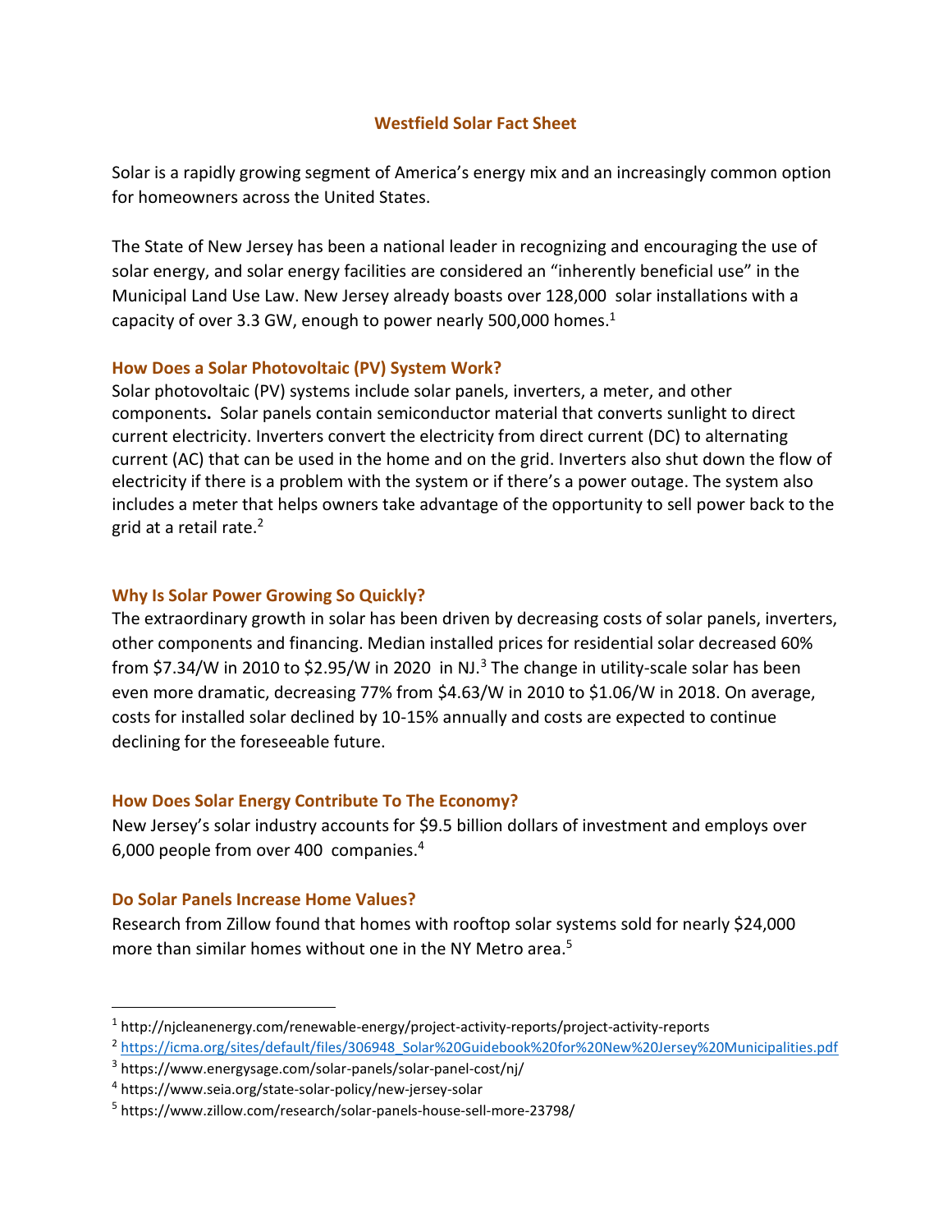# Westfield Solar Fact Sheet

Solar is a rapidly growing segment of America's energy mix and an increasingly common option for homeowners across the United States.

The State of New Jersey has been a national leader in recognizing and encouraging the use of solar energy, and solar energy facilities are considered an "inherently beneficial use" in the Municipal Land Use Law. New Jersey already boasts over 128,000 solar installations with a capacity of over 3.3 GW, enough to power nearly 500,000 homes.[1]

## How Does a Solar Photovoltaic (PV) System Work?

Solar photovoltaic (PV) systems include solar panels, inverters, a meter, and other components**.** Solar panels contain semiconductor material that converts sunlight to direct current electricity. Inverters convert the electricity from direct current (DC) to alternating current (AC) that can be used in the home and on the grid. Inverters also shut down the flow of electricity if there is a problem with the system or if there's a power outage. The system also includes a meter that helps owners take advantage of the opportunity to sell power back to the grid at a retail rate.[2]

## Why Is Solar Power Growing So Quickly?

The extraordinary growth in solar has been driven by decreasing costs of solar panels, inverters, other components and financing. Median installed prices for residential solar decreased 60% from $7.34/W in 2010 to $2.95/W in 2020 in NJ.[3] The change in utility-scale solar has been even more dramatic, decreasing 77% from $4.63/W in 2010 to $1.06/W in 2018. On average, costs for installed solar declined by 10-15% annually and costs are expected to continue declining for the foreseeable future.

## How Does Solar Energy Contribute To The Economy?

New Jersey's solar industry accounts for $9.5 billion dollars of investment and employs over 6,000 people from over 400 companies.[4]

## Do Solar Panels Increase Home Values?

Research from Zillow found that homes with rooftop solar systems sold for nearly $24,000 more than similar homes without one in the NY Metro area.[5]

---

[1] http://njcleanenergy.com/renewable-energy/project-activity-reports/project-activity-reports

[2] https://icma.org/sites/default/files/306948_Solar%20Guidebook%20for%20New%20Jersey%20Municipalities.pdf

[3] https://www.energysage.com/solar-panels/solar-panel-cost/nj/

[4] https://www.seia.org/state-solar-policy/new-jersey-solar

[5] https://www.zillow.com/research/solar-panels-house-sell-more-23798/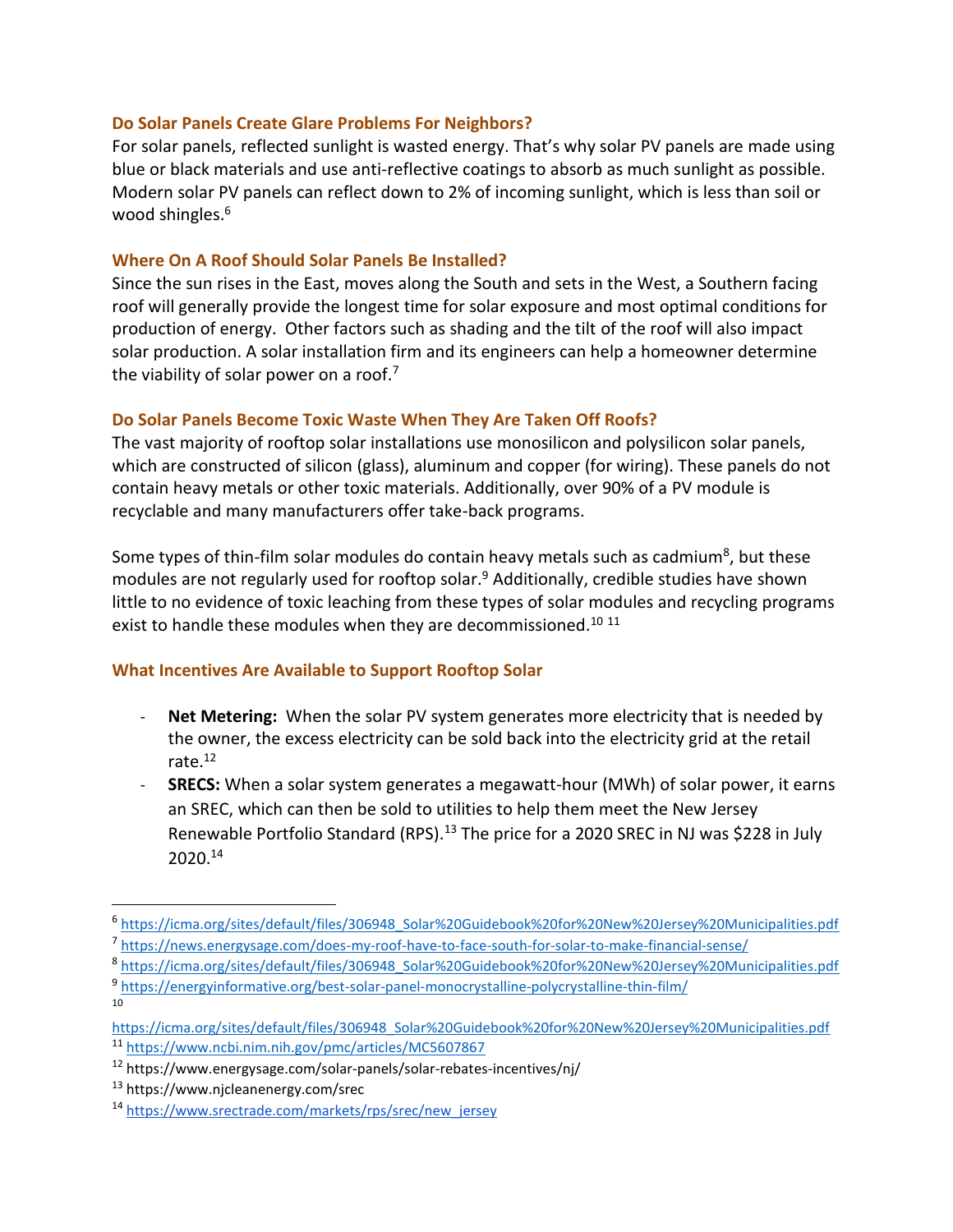### Do Solar Panels Create Glare Problems For Neighbors?

For solar panels, reflected sunlight is wasted energy. That's why solar PV panels are made using blue or black materials and use anti-reflective coatings to absorb as much sunlight as possible. Modern solar PV panels can reflect down to 2% of incoming sunlight, which is less than soil or wood shingles.[6]

### Where On A Roof Should Solar Panels Be Installed?

Since the sun rises in the East, moves along the South and sets in the West, a Southern facing roof will generally provide the longest time for solar exposure and most optimal conditions for production of energy. Other factors such as shading and the tilt of the roof will also impact solar production. A solar installation firm and its engineers can help a homeowner determine the viability of solar power on a roof.[7]

### Do Solar Panels Become Toxic Waste When They Are Taken Off Roofs?

The vast majority of rooftop solar installations use monosilicon and polysilicon solar panels, which are constructed of silicon (glass), aluminum and copper (for wiring). These panels do not contain heavy metals or other toxic materials. Additionally, over 90% of a PV module is recyclable and many manufacturers offer take-back programs.

Some types of thin-film solar modules do contain heavy metals such as cadmium[8], but these modules are not regularly used for rooftop solar.[9] Additionally, credible studies have shown little to no evidence of toxic leaching from these types of solar modules and recycling programs exist to handle these modules when they are decommissioned.[10] [11]

### What Incentives Are Available to Support Rooftop Solar

- **Net Metering:** When the solar PV system generates more electricity that is needed by the owner, the excess electricity can be sold back into the electricity grid at the retail rate.[12]
- **SRECS:** When a solar system generates a megawatt-hour (MWh) of solar power, it earns an SREC, which can then be sold to utilities to help them meet the New Jersey Renewable Portfolio Standard (RPS).[13] The price for a 2020 SREC in NJ was $228 in July 2020.[14]

---

[6] https://icma.org/sites/default/files/306948_Solar%20Guidebook%20for%20New%20Jersey%20Municipalities.pdf

[7] https://news.energysage.com/does-my-roof-have-to-face-south-for-solar-to-make-financial-sense/

[8] https://icma.org/sites/default/files/306948_Solar%20Guidebook%20for%20New%20Jersey%20Municipalities.pdf

[9] https://energyinformative.org/best-solar-panel-monocrystalline-polycrystalline-thin-film/

[10] https://icma.org/sites/default/files/306948_Solar%20Guidebook%20for%20New%20Jersey%20Municipalities.pdf

[11] https://www.ncbi.nim.nih.gov/pmc/articles/MC5607867

[12] https://www.energysage.com/solar-panels/solar-rebates-incentives/nj/

[13] https://www.njcleanenergy.com/srec

[14] https://www.srectrade.com/markets/rps/srec/new_jersey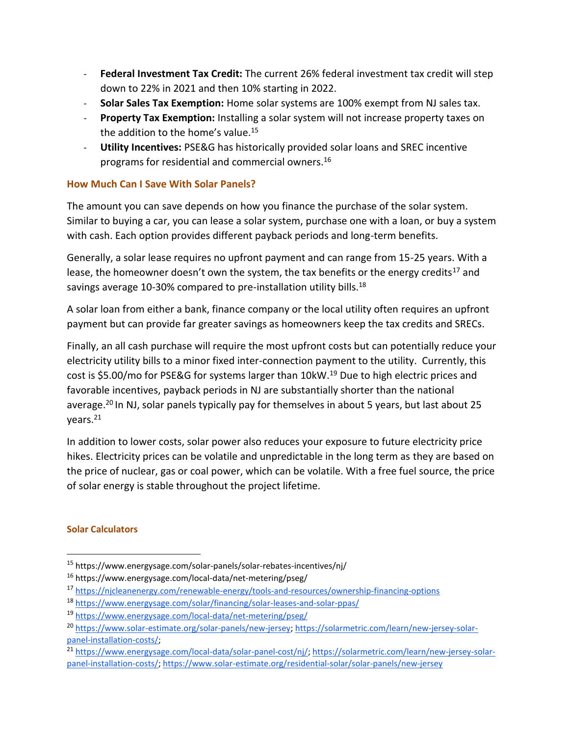- **Federal Investment Tax Credit:** The current 26% federal investment tax credit will step down to 22% in 2021 and then 10% starting in 2022.
- **Solar Sales Tax Exemption:** Home solar systems are 100% exempt from NJ sales tax.
- **Property Tax Exemption:** Installing a solar system will not increase property taxes on the addition to the home's value.[15]
- **Utility Incentives:** PSE&G has historically provided solar loans and SREC incentive programs for residential and commercial owners.[16]

### How Much Can I Save With Solar Panels?

The amount you can save depends on how you finance the purchase of the solar system. Similar to buying a car, you can lease a solar system, purchase one with a loan, or buy a system with cash. Each option provides different payback periods and long-term benefits.

Generally, a solar lease requires no upfront payment and can range from 15-25 years. With a lease, the homeowner doesn't own the system, the tax benefits or the energy credits[17] and savings average 10-30% compared to pre-installation utility bills.[18]

A solar loan from either a bank, finance company or the local utility often requires an upfront payment but can provide far greater savings as homeowners keep the tax credits and SRECs.

Finally, an all cash purchase will require the most upfront costs but can potentially reduce your electricity utility bills to a minor fixed inter-connection payment to the utility. Currently, this cost is $5.00/mo for PSE&G for systems larger than 10kW.[19] Due to high electric prices and favorable incentives, payback periods in NJ are substantially shorter than the national average.[20] In NJ, solar panels typically pay for themselves in about 5 years, but last about 25 years.[21]

In addition to lower costs, solar power also reduces your exposure to future electricity price hikes. Electricity prices can be volatile and unpredictable in the long term as they are based on the price of nuclear, gas or coal power, which can be volatile. With a free fuel source, the price of solar energy is stable throughout the project lifetime.

### Solar Calculators

---

[15] https://www.energysage.com/solar-panels/solar-rebates-incentives/nj/

[16] https://www.energysage.com/local-data/net-metering/pseg/

[17] https://njcleanenergy.com/renewable-energy/tools-and-resources/ownership-financing-options

[18] https://www.energysage.com/solar/financing/solar-leases-and-solar-ppas/

[19] https://www.energysage.com/local-data/net-metering/pseg/

[20] https://www.solar-estimate.org/solar-panels/new-jersey; https://solarmetric.com/learn/new-jersey-solar-panel-installation-costs/;

[21] https://www.energysage.com/local-data/solar-panel-cost/nj/; https://solarmetric.com/learn/new-jersey-solar-panel-installation-costs/; https://www.solar-estimate.org/residential-solar/solar-panels/new-jersey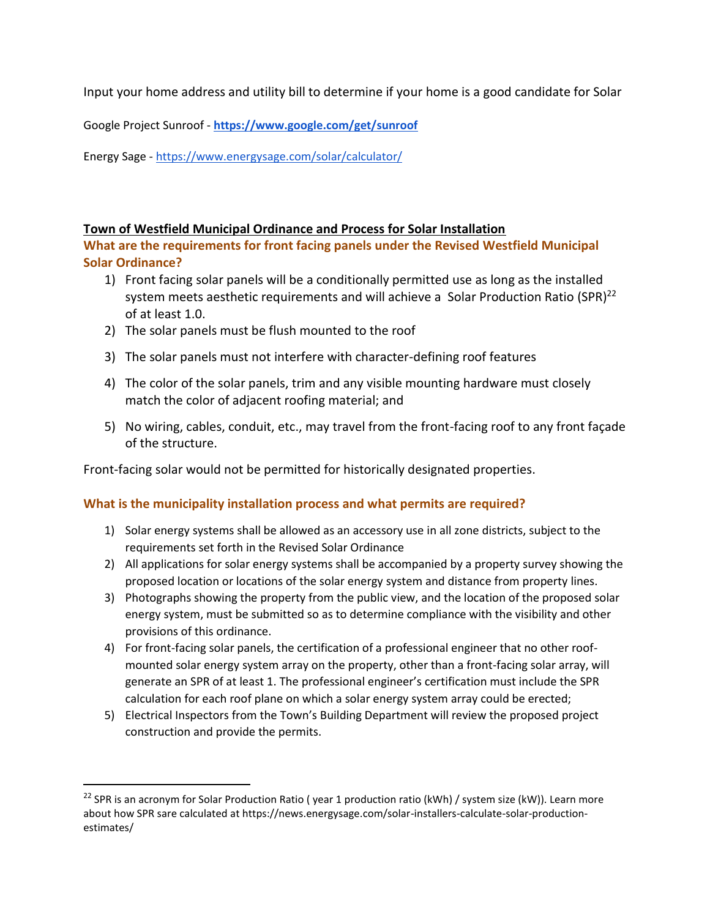Input your home address and utility bill to determine if your home is a good candidate for Solar

Google Project Sunroof - **https://www.google.com/get/sunroof**

Energy Sage - https://www.energysage.com/solar/calculator/

**Town of Westfield Municipal Ordinance and Process for Solar Installation**

### What are the requirements for front facing panels under the Revised Westfield Municipal Solar Ordinance?

1) Front facing solar panels will be a conditionally permitted use as long as the installed system meets aesthetic requirements and will achieve a Solar Production Ratio (SPR)[22] of at least 1.0.
2) The solar panels must be flush mounted to the roof
3) The solar panels must not interfere with character-defining roof features
4) The color of the solar panels, trim and any visible mounting hardware must closely match the color of adjacent roofing material; and
5) No wiring, cables, conduit, etc., may travel from the front-facing roof to any front façade of the structure.

Front-facing solar would not be permitted for historically designated properties.

### What is the municipality installation process and what permits are required?

1) Solar energy systems shall be allowed as an accessory use in all zone districts, subject to the requirements set forth in the Revised Solar Ordinance
2) All applications for solar energy systems shall be accompanied by a property survey showing the proposed location or locations of the solar energy system and distance from property lines.
3) Photographs showing the property from the public view, and the location of the proposed solar energy system, must be submitted so as to determine compliance with the visibility and other provisions of this ordinance.
4) For front-facing solar panels, the certification of a professional engineer that no other roof-mounted solar energy system array on the property, other than a front-facing solar array, will generate an SPR of at least 1. The professional engineer's certification must include the SPR calculation for each roof plane on which a solar energy system array could be erected;
5) Electrical Inspectors from the Town's Building Department will review the proposed project construction and provide the permits.

---

[22] SPR is an acronym for Solar Production Ratio ( year 1 production ratio (kWh) / system size (kW)). Learn more about how SPR sare calculated at https://news.energysage.com/solar-installers-calculate-solar-production-estimates/